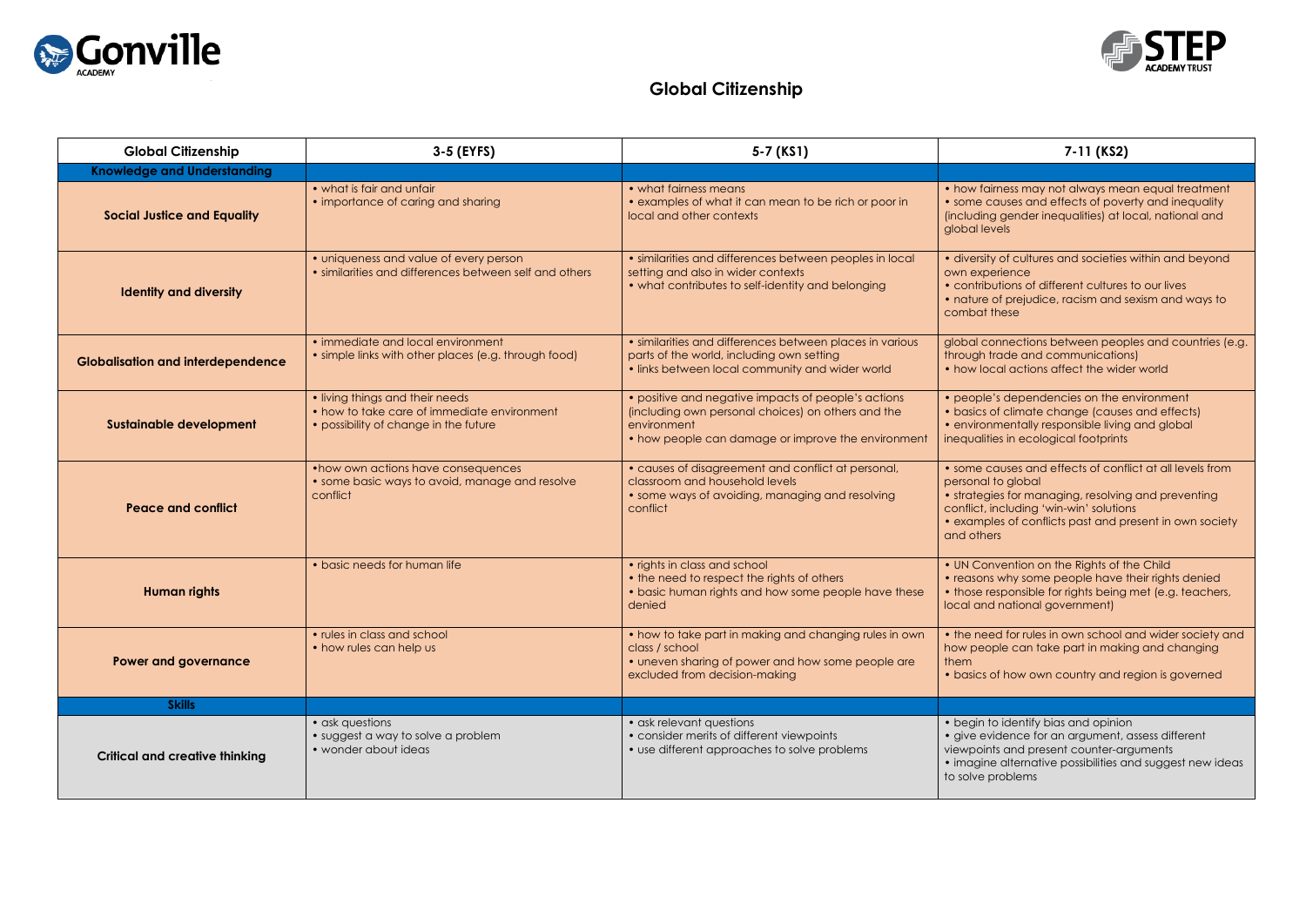# Global Citizenship

| Global Citizenship | 3-5 (EYFS) | 5-7 (KS1) | 7-11 (KS2) |
|---|---|---|---|
| **Knowledge and Understanding** | | | |
| **Social Justice and Equality** | • what is fair and unfair<br>• importance of caring and sharing | • what fairness means<br>• examples of what it can mean to be rich or poor in local and other contexts | • how fairness may not always mean equal treatment<br>• some causes and effects of poverty and inequality (including gender inequalities) at local, national and global levels |
| **Identity and diversity** | • uniqueness and value of every person<br>• similarities and differences between self and others | • similarities and differences between peoples in local setting and also in wider contexts<br>• what contributes to self-identity and belonging | • diversity of cultures and societies within and beyond own experience<br>• contributions of different cultures to our lives<br>• nature of prejudice, racism and sexism and ways to combat these |
| **Globalisation and interdependence** | • immediate and local environment<br>• simple links with other places (e.g. through food) | • similarities and differences between places in various parts of the world, including own setting<br>• links between local community and wider world | global connections between peoples and countries (e.g. through trade and communications)<br>• how local actions affect the wider world |
| **Sustainable development** | • living things and their needs<br>• how to take care of immediate environment<br>• possibility of change in the future | • positive and negative impacts of people's actions (including own personal choices) on others and the environment<br>• how people can damage or improve the environment | • people's dependencies on the environment<br>• basics of climate change (causes and effects)<br>• environmentally responsible living and global inequalities in ecological footprints |
| **Peace and conflict** | •how own actions have consequences<br>• some basic ways to avoid, manage and resolve conflict | • causes of disagreement and conflict at personal, classroom and household levels<br>• some ways of avoiding, managing and resolving conflict | • some causes and effects of conflict at all levels from personal to global<br>• strategies for managing, resolving and preventing conflict, including 'win-win' solutions<br>• examples of conflicts past and present in own society and others |
| **Human rights** | • basic needs for human life | • rights in class and school<br>• the need to respect the rights of others<br>• basic human rights and how some people have these denied | • UN Convention on the Rights of the Child<br>• reasons why some people have their rights denied<br>• those responsible for rights being met (e.g. teachers, local and national government) |
| **Power and governance** | • rules in class and school<br>• how rules can help us | • how to take part in making and changing rules in own class / school<br>• uneven sharing of power and how some people are excluded from decision-making | • the need for rules in own school and wider society and how people can take part in making and changing them<br>• basics of how own country and region is governed |
| **Skills** | | | |
| **Critical and creative thinking** | • ask questions<br>• suggest a way to solve a problem<br>• wonder about ideas | • ask relevant questions<br>• consider merits of different viewpoints<br>• use different approaches to solve problems | • begin to identify bias and opinion<br>• give evidence for an argument, assess different viewpoints and present counter-arguments<br>• imagine alternative possibilities and suggest new ideas to solve problems |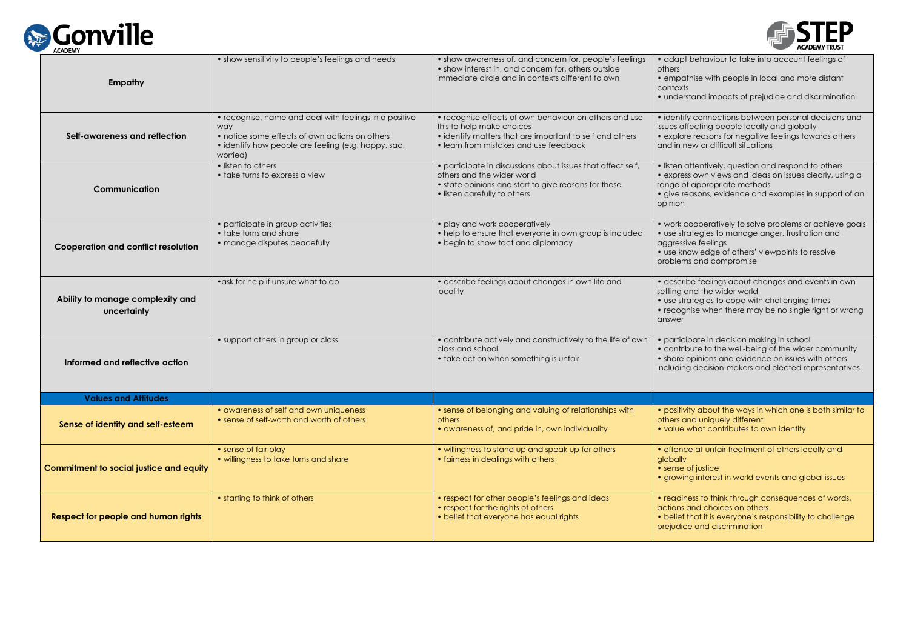| | | | |
|---|---|---|---|
| **Empathy** | • show sensitivity to people's feelings and needs | • show awareness of, and concern for, people's feelings<br>• show interest in, and concern for, others outside immediate circle and in contexts different to own | • adapt behaviour to take into account feelings of others<br>• empathise with people in local and more distant contexts<br>• understand impacts of prejudice and discrimination |
| **Self-awareness and reflection** | • recognise, name and deal with feelings in a positive way<br>• notice some effects of own actions on others<br>• identify how people are feeling (e.g. happy, sad, worried) | • recognise effects of own behaviour on others and use this to help make choices<br>• identify matters that are important to self and others<br>• learn from mistakes and use feedback | • identify connections between personal decisions and issues affecting people locally and globally<br>• explore reasons for negative feelings towards others and in new or difficult situations |
| **Communication** | • listen to others<br>• take turns to express a view | • participate in discussions about issues that affect self, others and the wider world<br>• state opinions and start to give reasons for these<br>• listen carefully to others | • listen attentively, question and respond to others<br>• express own views and ideas on issues clearly, using a range of appropriate methods<br>• give reasons, evidence and examples in support of an opinion |
| **Cooperation and conflict resolution** | • participate in group activities<br>• take turns and share<br>• manage disputes peacefully | • play and work cooperatively<br>• help to ensure that everyone in own group is included<br>• begin to show tact and diplomacy | • work cooperatively to solve problems or achieve goals<br>• use strategies to manage anger, frustration and aggressive feelings<br>• use knowledge of others' viewpoints to resolve problems and compromise |
| **Ability to manage complexity and uncertainty** | • ask for help if unsure what to do | • describe feelings about changes in own life and locality | • describe feelings about changes and events in own setting and the wider world<br>• use strategies to cope with challenging times<br>• recognise when there may be no single right or wrong answer |
| **Informed and reflective action** | • support others in group or class | • contribute actively and constructively to the life of own class and school<br>• take action when something is unfair | • participate in decision making in school<br>• contribute to the well-being of the wider community<br>• share opinions and evidence on issues with others including decision-makers and elected representatives |
| **Values and Attitudes** | | | |
| **Sense of identity and self-esteem** | • awareness of self and own uniqueness<br>• sense of self-worth and worth of others | • sense of belonging and valuing of relationships with others<br>• awareness of, and pride in, own individuality | • positivity about the ways in which one is both similar to others and uniquely different<br>• value what contributes to own identity |
| **Commitment to social justice and equity** | • sense of fair play<br>• willingness to take turns and share | • willingness to stand up and speak up for others<br>• fairness in dealings with others | • offence at unfair treatment of others locally and globally<br>• sense of justice<br>• growing interest in world events and global issues |
| **Respect for people and human rights** | • starting to think of others | • respect for other people's feelings and ideas<br>• respect for the rights of others<br>• belief that everyone has equal rights | • readiness to think through consequences of words, actions and choices on others<br>• belief that it is everyone's responsibility to challenge prejudice and discrimination |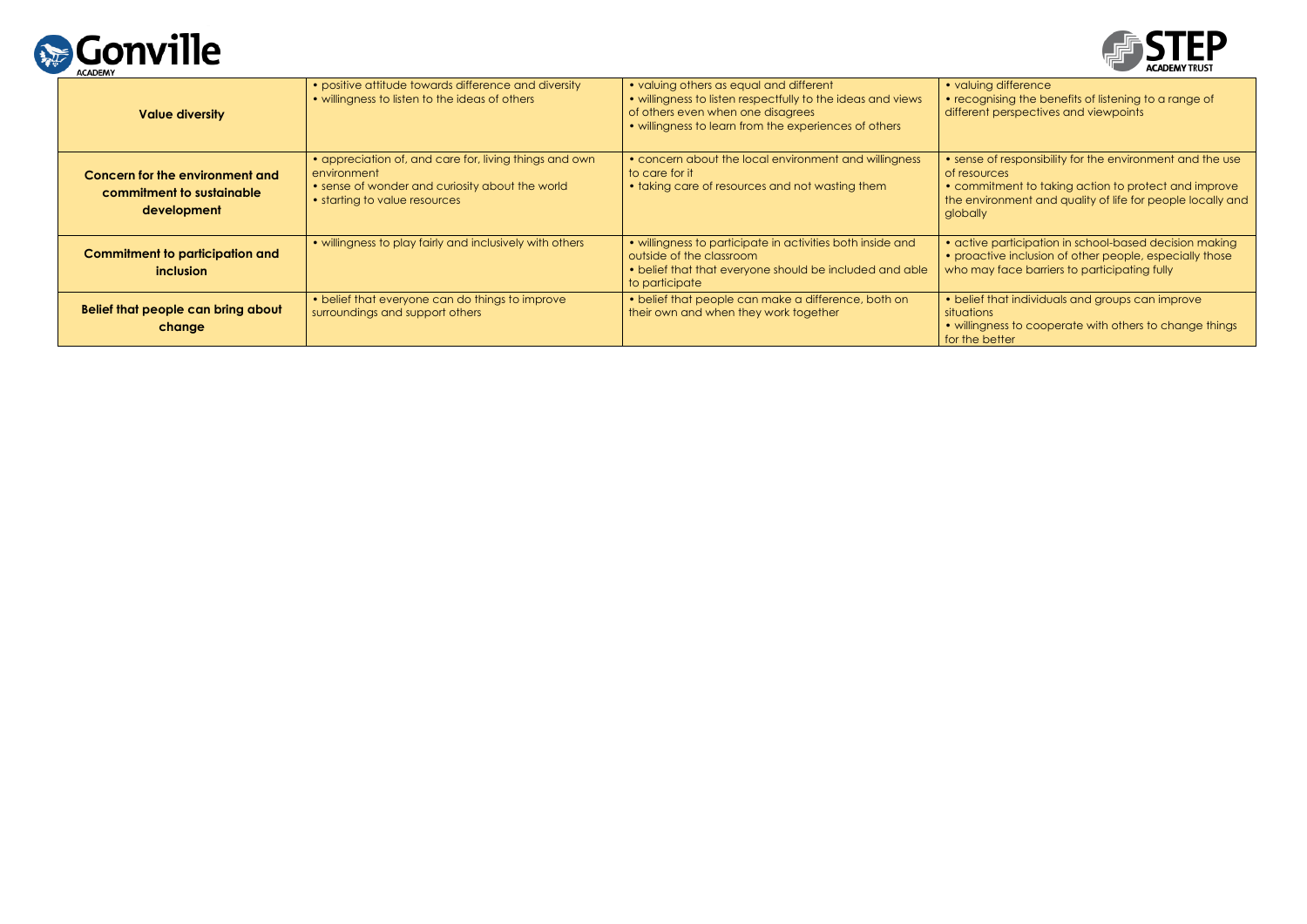| | | | |
|---|---|---|---|
| **Value diversity** | • positive attitude towards difference and diversity<br>• willingness to listen to the ideas of others | • valuing others as equal and different<br>• willingness to listen respectfully to the ideas and views of others even when one disagrees<br>• willingness to learn from the experiences of others | • valuing difference<br>• recognising the benefits of listening to a range of different perspectives and viewpoints |
| **Concern for the environment and commitment to sustainable development** | • appreciation of, and care for, living things and own environment<br>• sense of wonder and curiosity about the world<br>• starting to value resources | • concern about the local environment and willingness to care for it<br>• taking care of resources and not wasting them | • sense of responsibility for the environment and the use of resources<br>• commitment to taking action to protect and improve the environment and quality of life for people locally and globally |
| **Commitment to participation and inclusion** | • willingness to play fairly and inclusively with others | • willingness to participate in activities both inside and outside of the classroom<br>• belief that that everyone should be included and able to participate | • active participation in school-based decision making<br>• proactive inclusion of other people, especially those who may face barriers to participating fully |
| **Belief that people can bring about change** | • belief that everyone can do things to improve surroundings and support others | • belief that people can make a difference, both on their own and when they work together | • belief that individuals and groups can improve situations<br>• willingness to cooperate with others to change things for the better |